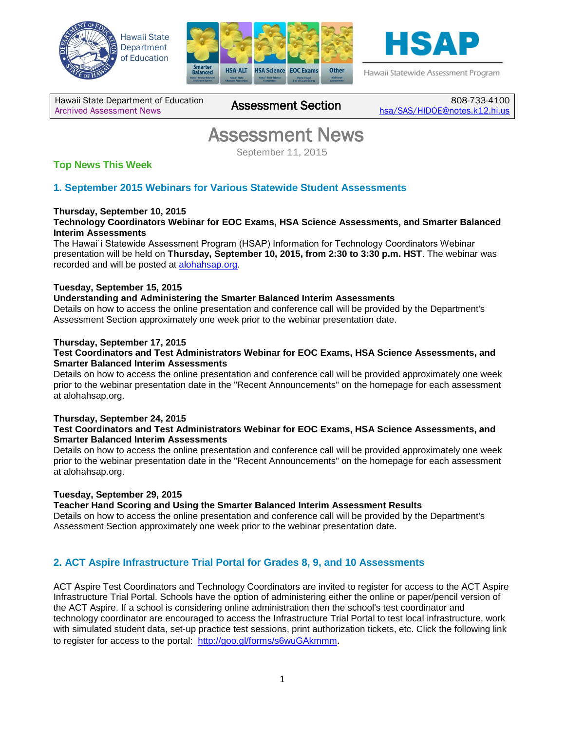Hawaii State Department of Education

HSAP

Hawaii Statewide Assessment Program

| Hawaii State Department of Education<br>Archived Assessment News | Assessment Section | 808-733-4100<br>hsa/SAS/HIDOE@notes.k12.hi.us |
|---|---|---|

# Assessment News

September 11, 2015

## Top News This Week

### 1. September 2015 Webinars for Various Statewide Student Assessments

**Thursday, September 10, 2015**
**Technology Coordinators Webinar for EOC Exams, HSA Science Assessments, and Smarter Balanced Interim Assessments**
The Hawaiʻi Statewide Assessment Program (HSAP) Information for Technology Coordinators Webinar presentation will be held on **Thursday, September 10, 2015, from 2:30 to 3:30 p.m. HST**. The webinar was recorded and will be posted at [alohahsap.org](alohahsap.org).

**Tuesday, September 15, 2015**
**Understanding and Administering the Smarter Balanced Interim Assessments**
Details on how to access the online presentation and conference call will be provided by the Department's Assessment Section approximately one week prior to the webinar presentation date.

**Thursday, September 17, 2015**
**Test Coordinators and Test Administrators Webinar for EOC Exams, HSA Science Assessments, and Smarter Balanced Interim Assessments**
Details on how to access the online presentation and conference call will be provided approximately one week prior to the webinar presentation date in the "Recent Announcements" on the homepage for each assessment at alohahsap.org.

**Thursday, September 24, 2015**
**Test Coordinators and Test Administrators Webinar for EOC Exams, HSA Science Assessments, and Smarter Balanced Interim Assessments**
Details on how to access the online presentation and conference call will be provided approximately one week prior to the webinar presentation date in the "Recent Announcements" on the homepage for each assessment at alohahsap.org.

**Tuesday, September 29, 2015**
**Teacher Hand Scoring and Using the Smarter Balanced Interim Assessment Results**
Details on how to access the online presentation and conference call will be provided by the Department's Assessment Section approximately one week prior to the webinar presentation date.

### 2. ACT Aspire Infrastructure Trial Portal for Grades 8, 9, and 10 Assessments

ACT Aspire Test Coordinators and Technology Coordinators are invited to register for access to the ACT Aspire Infrastructure Trial Portal. Schools have the option of administering either the online or paper/pencil version of the ACT Aspire. If a school is considering online administration then the school's test coordinator and technology coordinator are encouraged to access the Infrastructure Trial Portal to test local infrastructure, work with simulated student data, set-up practice test sessions, print authorization tickets, etc. Click the following link to register for access to the portal: [http://goo.gl/forms/s6wuGAkmmm](http://goo.gl/forms/s6wuGAkmmm).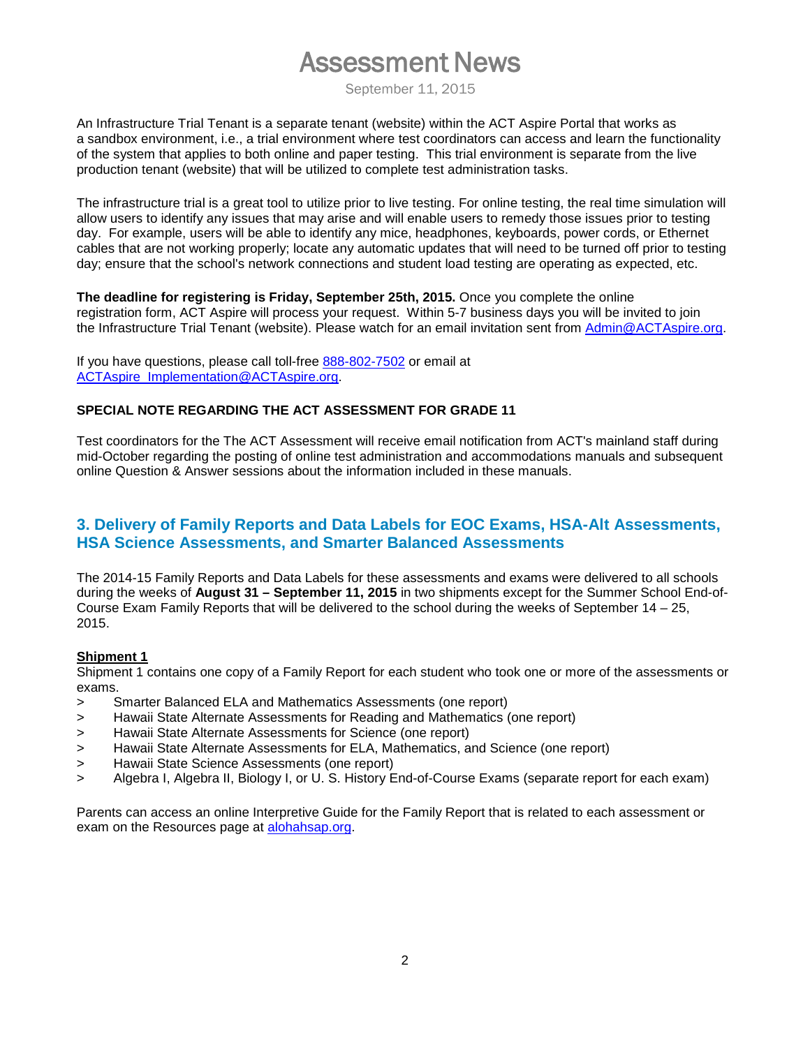An Infrastructure Trial Tenant is a separate tenant (website) within the ACT Aspire Portal that works as a sandbox environment, i.e., a trial environment where test coordinators can access and learn the functionality of the system that applies to both online and paper testing.  This trial environment is separate from the live production tenant (website) that will be utilized to complete test administration tasks.

The infrastructure trial is a great tool to utilize prior to live testing. For online testing, the real time simulation will allow users to identify any issues that may arise and will enable users to remedy those issues prior to testing day.  For example, users will be able to identify any mice, headphones, keyboards, power cords, or Ethernet cables that are not working properly; locate any automatic updates that will need to be turned off prior to testing day; ensure that the school's network connections and student load testing are operating as expected, etc.

**The deadline for registering is Friday, September 25th, 2015.** Once you complete the online registration form, ACT Aspire will process your request.  Within 5-7 business days you will be invited to join the Infrastructure Trial Tenant (website). Please watch for an email invitation sent from Admin@ACTAspire.org.

If you have questions, please call toll-free 888-802-7502 or email at ACTAspire_Implementation@ACTAspire.org.

**SPECIAL NOTE REGARDING THE ACT ASSESSMENT FOR GRADE 11**

Test coordinators for the The ACT Assessment will receive email notification from ACT's mainland staff during mid-October regarding the posting of online test administration and accommodations manuals and subsequent online Question & Answer sessions about the information included in these manuals.

## 3. Delivery of Family Reports and Data Labels for EOC Exams, HSA-Alt Assessments, HSA Science Assessments, and Smarter Balanced Assessments

The 2014-15 Family Reports and Data Labels for these assessments and exams were delivered to all schools during the weeks of **August 31 – September 11, 2015** in two shipments except for the Summer School End-of-Course Exam Family Reports that will be delivered to the school during the weeks of September 14 – 25, 2015.

**Shipment 1**

Shipment 1 contains one copy of a Family Report for each student who took one or more of the assessments or exams.

> Smarter Balanced ELA and Mathematics Assessments (one report)
> Hawaii State Alternate Assessments for Reading and Mathematics (one report)
> Hawaii State Alternate Assessments for Science (one report)
> Hawaii State Alternate Assessments for ELA, Mathematics, and Science (one report)
> Hawaii State Science Assessments (one report)
> Algebra I, Algebra II, Biology I, or U. S. History End-of-Course Exams (separate report for each exam)

Parents can access an online Interpretive Guide for the Family Report that is related to each assessment or exam on the Resources page at alohahsap.org.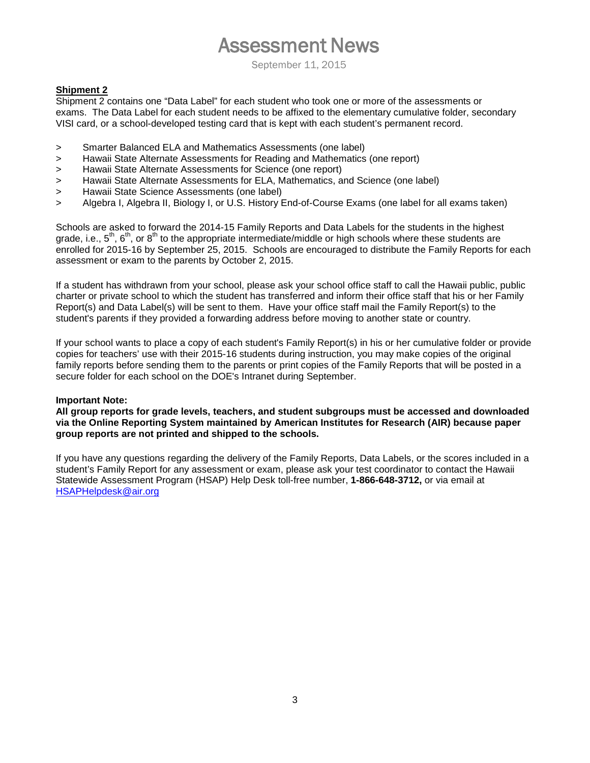**Shipment 2**

Shipment 2 contains one "Data Label" for each student who took one or more of the assessments or exams. The Data Label for each student needs to be affixed to the elementary cumulative folder, secondary VISI card, or a school-developed testing card that is kept with each student's permanent record.

> Smarter Balanced ELA and Mathematics Assessments (one label)
> Hawaii State Alternate Assessments for Reading and Mathematics (one report)
> Hawaii State Alternate Assessments for Science (one report)
> Hawaii State Alternate Assessments for ELA, Mathematics, and Science (one label)
> Hawaii State Science Assessments (one label)
> Algebra I, Algebra II, Biology I, or U.S. History End-of-Course Exams (one label for all exams taken)

Schools are asked to forward the 2014-15 Family Reports and Data Labels for the students in the highest grade, i.e., 5th, 6th, or 8th to the appropriate intermediate/middle or high schools where these students are enrolled for 2015-16 by September 25, 2015. Schools are encouraged to distribute the Family Reports for each assessment or exam to the parents by October 2, 2015.

If a student has withdrawn from your school, please ask your school office staff to call the Hawaii public, public charter or private school to which the student has transferred and inform their office staff that his or her Family Report(s) and Data Label(s) will be sent to them. Have your office staff mail the Family Report(s) to the student's parents if they provided a forwarding address before moving to another state or country.

If your school wants to place a copy of each student's Family Report(s) in his or her cumulative folder or provide copies for teachers' use with their 2015-16 students during instruction, you may make copies of the original family reports before sending them to the parents or print copies of the Family Reports that will be posted in a secure folder for each school on the DOE's Intranet during September.

**Important Note:**
**All group reports for grade levels, teachers, and student subgroups must be accessed and downloaded via the Online Reporting System maintained by American Institutes for Research (AIR) because paper group reports are not printed and shipped to the schools.**

If you have any questions regarding the delivery of the Family Reports, Data Labels, or the scores included in a student's Family Report for any assessment or exam, please ask your test coordinator to contact the Hawaii Statewide Assessment Program (HSAP) Help Desk toll-free number, **1-866-648-3712,** or via email at HSAPHelpdesk@air.org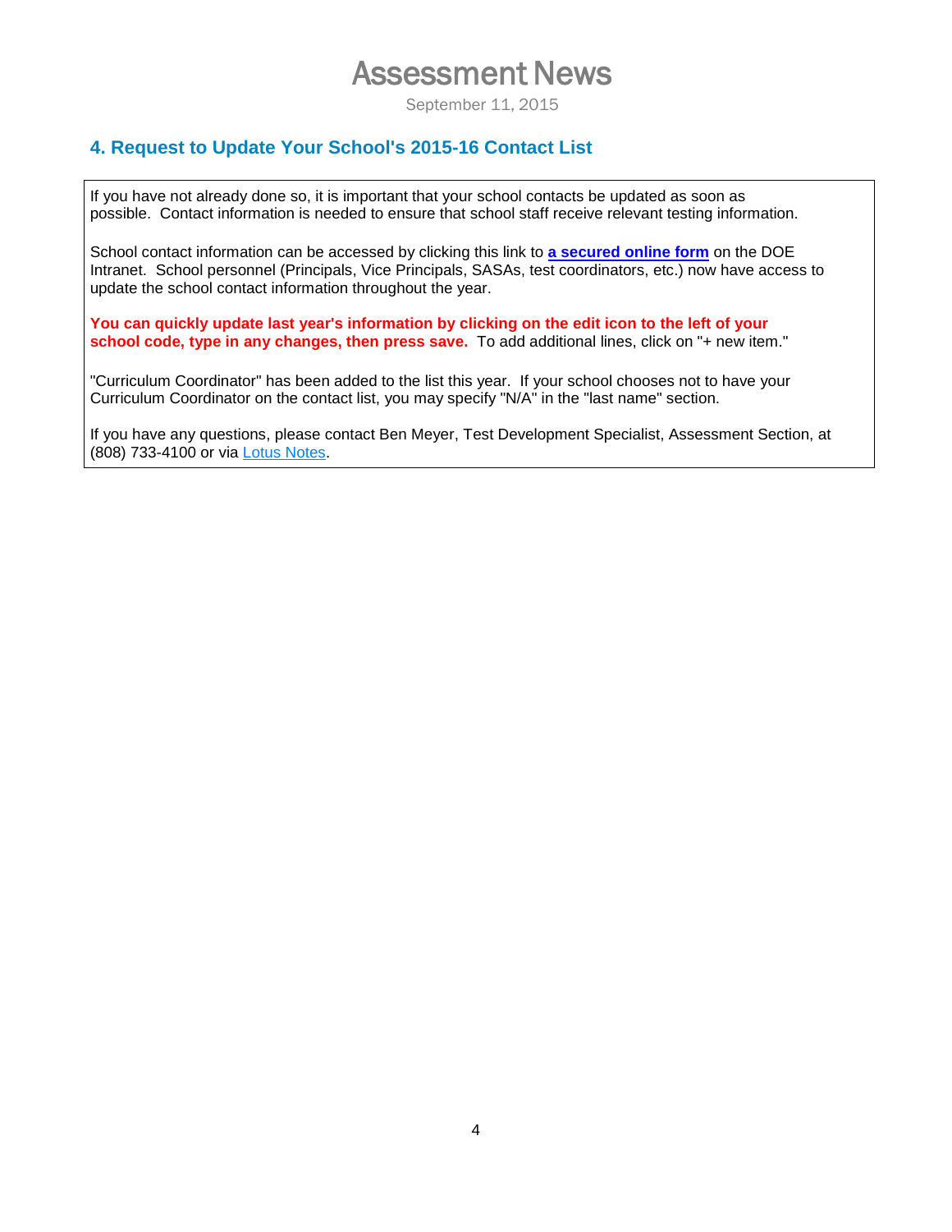# Assessment News

September 11, 2015

## 4. Request to Update Your School's 2015-16 Contact List

If you have not already done so, it is important that your school contacts be updated as soon as possible. Contact information is needed to ensure that school staff receive relevant testing information.

School contact information can be accessed by clicking this link to **a secured online form** on the DOE Intranet. School personnel (Principals, Vice Principals, SASAs, test coordinators, etc.) now have access to update the school contact information throughout the year.

**You can quickly update last year's information by clicking on the edit icon to the left of your school code, type in any changes, then press save.** To add additional lines, click on "+ new item."

"Curriculum Coordinator" has been added to the list this year. If your school chooses not to have your Curriculum Coordinator on the contact list, you may specify "N/A" in the "last name" section.

If you have any questions, please contact Ben Meyer, Test Development Specialist, Assessment Section, at (808) 733-4100 or via Lotus Notes.